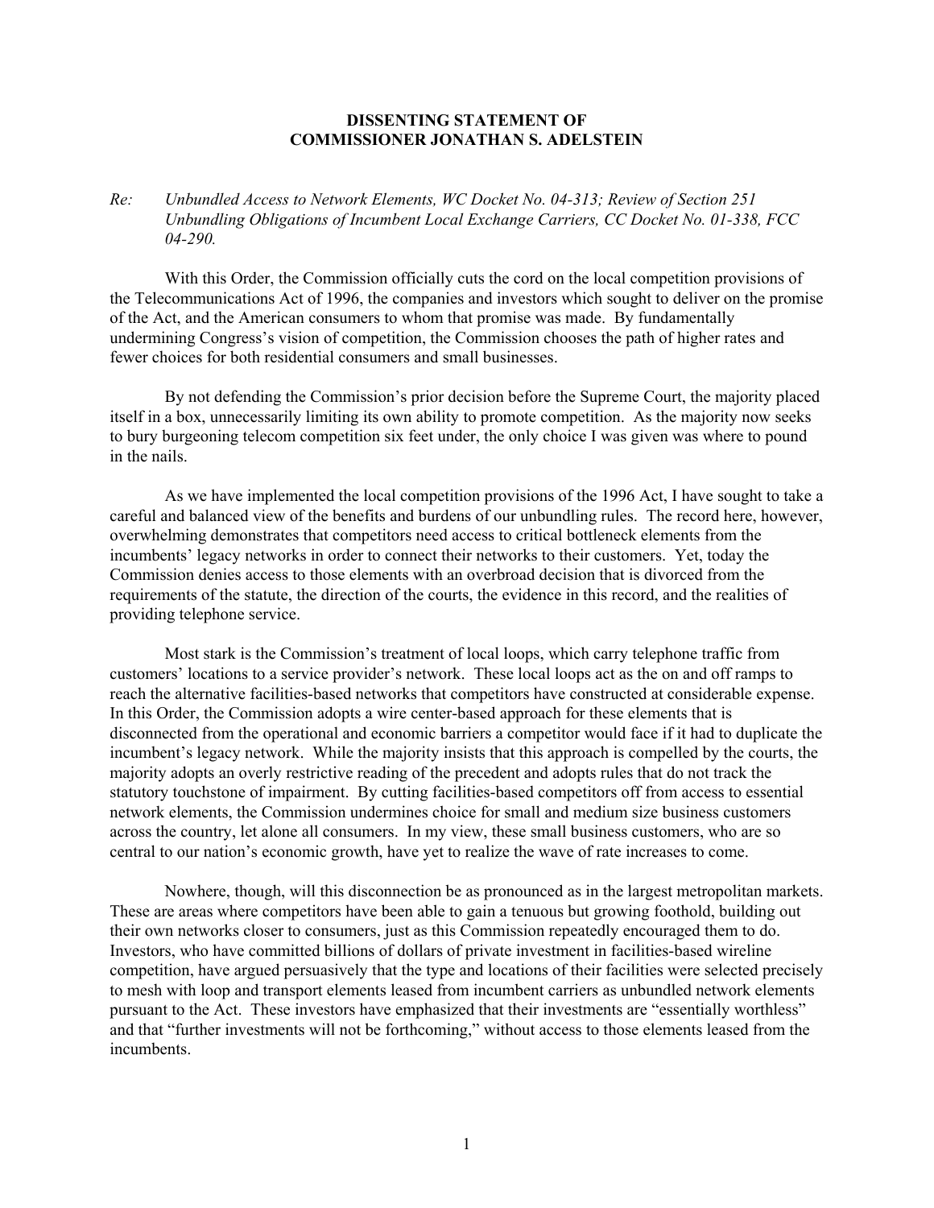**DISSENTING STATEMENT OF**
**COMMISSIONER JONATHAN S. ADELSTEIN**

*Re: Unbundled Access to Network Elements, WC Docket No. 04-313; Review of Section 251 Unbundling Obligations of Incumbent Local Exchange Carriers, CC Docket No. 01-338, FCC 04-290.*

With this Order, the Commission officially cuts the cord on the local competition provisions of the Telecommunications Act of 1996, the companies and investors which sought to deliver on the promise of the Act, and the American consumers to whom that promise was made. By fundamentally undermining Congress's vision of competition, the Commission chooses the path of higher rates and fewer choices for both residential consumers and small businesses.

By not defending the Commission's prior decision before the Supreme Court, the majority placed itself in a box, unnecessarily limiting its own ability to promote competition. As the majority now seeks to bury burgeoning telecom competition six feet under, the only choice I was given was where to pound in the nails.

As we have implemented the local competition provisions of the 1996 Act, I have sought to take a careful and balanced view of the benefits and burdens of our unbundling rules. The record here, however, overwhelming demonstrates that competitors need access to critical bottleneck elements from the incumbents' legacy networks in order to connect their networks to their customers. Yet, today the Commission denies access to those elements with an overbroad decision that is divorced from the requirements of the statute, the direction of the courts, the evidence in this record, and the realities of providing telephone service.

Most stark is the Commission's treatment of local loops, which carry telephone traffic from customers' locations to a service provider's network. These local loops act as the on and off ramps to reach the alternative facilities-based networks that competitors have constructed at considerable expense. In this Order, the Commission adopts a wire center-based approach for these elements that is disconnected from the operational and economic barriers a competitor would face if it had to duplicate the incumbent's legacy network. While the majority insists that this approach is compelled by the courts, the majority adopts an overly restrictive reading of the precedent and adopts rules that do not track the statutory touchstone of impairment. By cutting facilities-based competitors off from access to essential network elements, the Commission undermines choice for small and medium size business customers across the country, let alone all consumers. In my view, these small business customers, who are so central to our nation's economic growth, have yet to realize the wave of rate increases to come.

Nowhere, though, will this disconnection be as pronounced as in the largest metropolitan markets. These are areas where competitors have been able to gain a tenuous but growing foothold, building out their own networks closer to consumers, just as this Commission repeatedly encouraged them to do. Investors, who have committed billions of dollars of private investment in facilities-based wireline competition, have argued persuasively that the type and locations of their facilities were selected precisely to mesh with loop and transport elements leased from incumbent carriers as unbundled network elements pursuant to the Act. These investors have emphasized that their investments are "essentially worthless" and that "further investments will not be forthcoming," without access to those elements leased from the incumbents.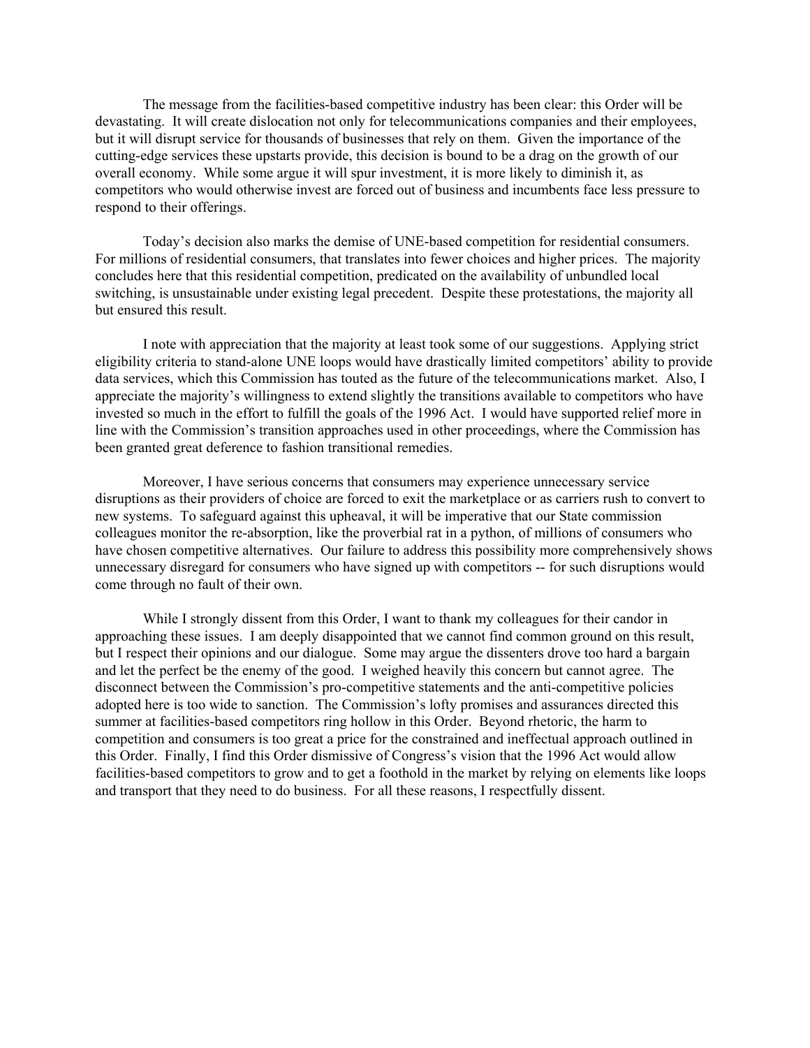The message from the facilities-based competitive industry has been clear: this Order will be devastating. It will create dislocation not only for telecommunications companies and their employees, but it will disrupt service for thousands of businesses that rely on them. Given the importance of the cutting-edge services these upstarts provide, this decision is bound to be a drag on the growth of our overall economy. While some argue it will spur investment, it is more likely to diminish it, as competitors who would otherwise invest are forced out of business and incumbents face less pressure to respond to their offerings.

Today's decision also marks the demise of UNE-based competition for residential consumers. For millions of residential consumers, that translates into fewer choices and higher prices. The majority concludes here that this residential competition, predicated on the availability of unbundled local switching, is unsustainable under existing legal precedent. Despite these protestations, the majority all but ensured this result.

I note with appreciation that the majority at least took some of our suggestions. Applying strict eligibility criteria to stand-alone UNE loops would have drastically limited competitors' ability to provide data services, which this Commission has touted as the future of the telecommunications market. Also, I appreciate the majority's willingness to extend slightly the transitions available to competitors who have invested so much in the effort to fulfill the goals of the 1996 Act. I would have supported relief more in line with the Commission's transition approaches used in other proceedings, where the Commission has been granted great deference to fashion transitional remedies.

Moreover, I have serious concerns that consumers may experience unnecessary service disruptions as their providers of choice are forced to exit the marketplace or as carriers rush to convert to new systems. To safeguard against this upheaval, it will be imperative that our State commission colleagues monitor the re-absorption, like the proverbial rat in a python, of millions of consumers who have chosen competitive alternatives. Our failure to address this possibility more comprehensively shows unnecessary disregard for consumers who have signed up with competitors -- for such disruptions would come through no fault of their own.

While I strongly dissent from this Order, I want to thank my colleagues for their candor in approaching these issues. I am deeply disappointed that we cannot find common ground on this result, but I respect their opinions and our dialogue. Some may argue the dissenters drove too hard a bargain and let the perfect be the enemy of the good. I weighed heavily this concern but cannot agree. The disconnect between the Commission's pro-competitive statements and the anti-competitive policies adopted here is too wide to sanction. The Commission's lofty promises and assurances directed this summer at facilities-based competitors ring hollow in this Order. Beyond rhetoric, the harm to competition and consumers is too great a price for the constrained and ineffectual approach outlined in this Order. Finally, I find this Order dismissive of Congress's vision that the 1996 Act would allow facilities-based competitors to grow and to get a foothold in the market by relying on elements like loops and transport that they need to do business. For all these reasons, I respectfully dissent.